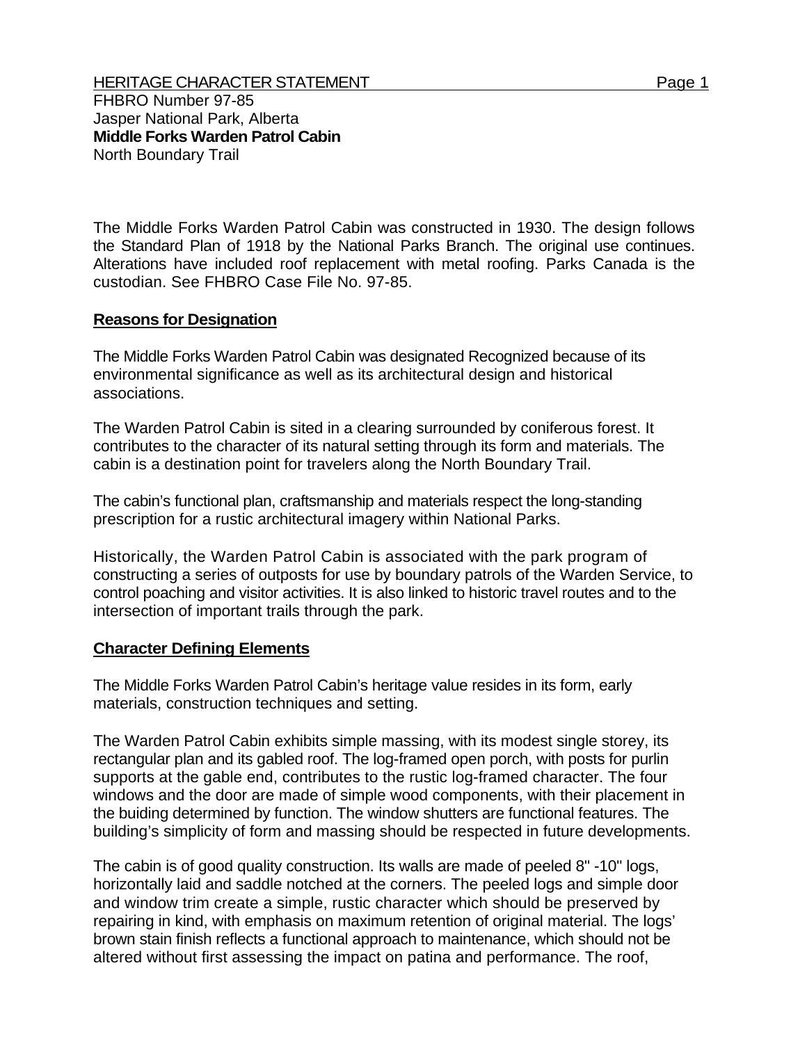HERITAGE CHARACTER STATEMENT

FHBRO Number 97-85
Jasper National Park, Alberta
**Middle Forks Warden Patrol Cabin**
North Boundary Trail

The Middle Forks Warden Patrol Cabin was constructed in 1930. The design follows the Standard Plan of 1918 by the National Parks Branch. The original use continues. Alterations have included roof replacement with metal roofing. Parks Canada is the custodian. See FHBRO Case File No. 97-85.

## Reasons for Designation

The Middle Forks Warden Patrol Cabin was designated Recognized because of its environmental significance as well as its architectural design and historical associations.

The Warden Patrol Cabin is sited in a clearing surrounded by coniferous forest. It contributes to the character of its natural setting through its form and materials. The cabin is a destination point for travelers along the North Boundary Trail.

The cabin's functional plan, craftsmanship and materials respect the long-standing prescription for a rustic architectural imagery within National Parks.

Historically, the Warden Patrol Cabin is associated with the park program of constructing a series of outposts for use by boundary patrols of the Warden Service, to control poaching and visitor activities. It is also linked to historic travel routes and to the intersection of important trails through the park.

## Character Defining Elements

The Middle Forks Warden Patrol Cabin's heritage value resides in its form, early materials, construction techniques and setting.

The Warden Patrol Cabin exhibits simple massing, with its modest single storey, its rectangular plan and its gabled roof. The log-framed open porch, with posts for purlin supports at the gable end, contributes to the rustic log-framed character. The four windows and the door are made of simple wood components, with their placement in the buiding determined by function. The window shutters are functional features. The building's simplicity of form and massing should be respected in future developments.

The cabin is of good quality construction. Its walls are made of peeled 8" -10" logs, horizontally laid and saddle notched at the corners. The peeled logs and simple door and window trim create a simple, rustic character which should be preserved by repairing in kind, with emphasis on maximum retention of original material. The logs' brown stain finish reflects a functional approach to maintenance, which should not be altered without first assessing the impact on patina and performance. The roof,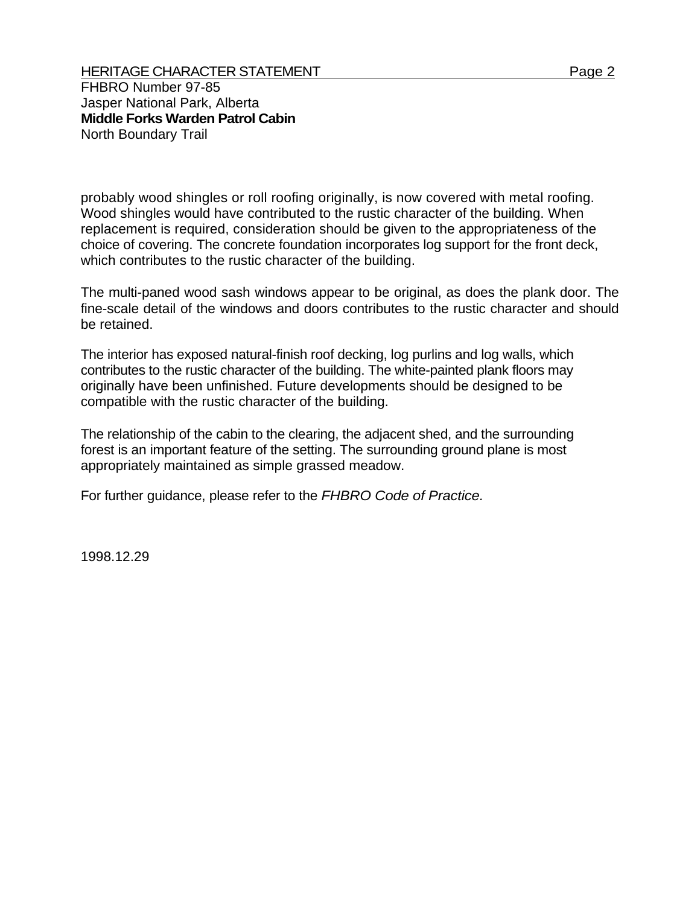probably wood shingles or roll roofing originally, is now covered with metal roofing. Wood shingles would have contributed to the rustic character of the building. When replacement is required, consideration should be given to the appropriateness of the choice of covering. The concrete foundation incorporates log support for the front deck, which contributes to the rustic character of the building.

The multi-paned wood sash windows appear to be original, as does the plank door. The fine-scale detail of the windows and doors contributes to the rustic character and should be retained.

The interior has exposed natural-finish roof decking, log purlins and log walls, which contributes to the rustic character of the building. The white-painted plank floors may originally have been unfinished. Future developments should be designed to be compatible with the rustic character of the building.

The relationship of the cabin to the clearing, the adjacent shed, and the surrounding forest is an important feature of the setting. The surrounding ground plane is most appropriately maintained as simple grassed meadow.

For further guidance, please refer to the *FHBRO Code of Practice.*

1998.12.29